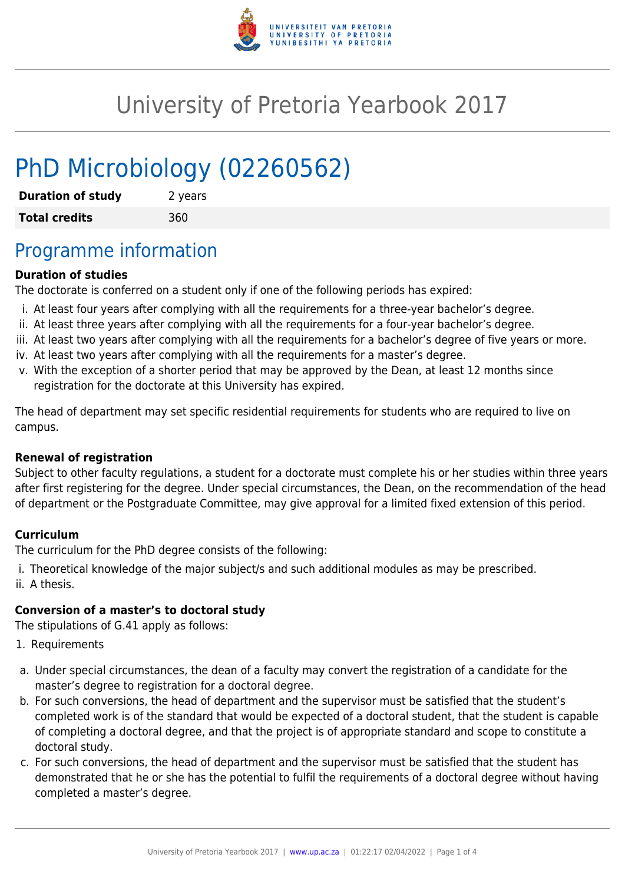# University of Pretoria Yearbook 2017

# PhD Microbiology (02260562)

| **Duration of study** | 2 years |
|---|---|
| **Total credits** | 360 |

## Programme information

**Duration of studies**

The doctorate is conferred on a student only if one of the following periods has expired:

i. At least four years after complying with all the requirements for a three-year bachelor's degree.
ii. At least three years after complying with all the requirements for a four-year bachelor's degree.
iii. At least two years after complying with all the requirements for a bachelor's degree of five years or more.
iv. At least two years after complying with all the requirements for a master's degree.
v. With the exception of a shorter period that may be approved by the Dean, at least 12 months since registration for the doctorate at this University has expired.

The head of department may set specific residential requirements for students who are required to live on campus.

**Renewal of registration**

Subject to other faculty regulations, a student for a doctorate must complete his or her studies within three years after first registering for the degree. Under special circumstances, the Dean, on the recommendation of the head of department or the Postgraduate Committee, may give approval for a limited fixed extension of this period.

**Curriculum**

The curriculum for the PhD degree consists of the following:

i. Theoretical knowledge of the major subject/s and such additional modules as may be prescribed.
ii. A thesis.

**Conversion of a master's to doctoral study**

The stipulations of G.41 apply as follows:

1. Requirements

a. Under special circumstances, the dean of a faculty may convert the registration of a candidate for the master's degree to registration for a doctoral degree.
b. For such conversions, the head of department and the supervisor must be satisfied that the student's completed work is of the standard that would be expected of a doctoral student, that the student is capable of completing a doctoral degree, and that the project is of appropriate standard and scope to constitute a doctoral study.
c. For such conversions, the head of department and the supervisor must be satisfied that the student has demonstrated that he or she has the potential to fulfil the requirements of a doctoral degree without having completed a master's degree.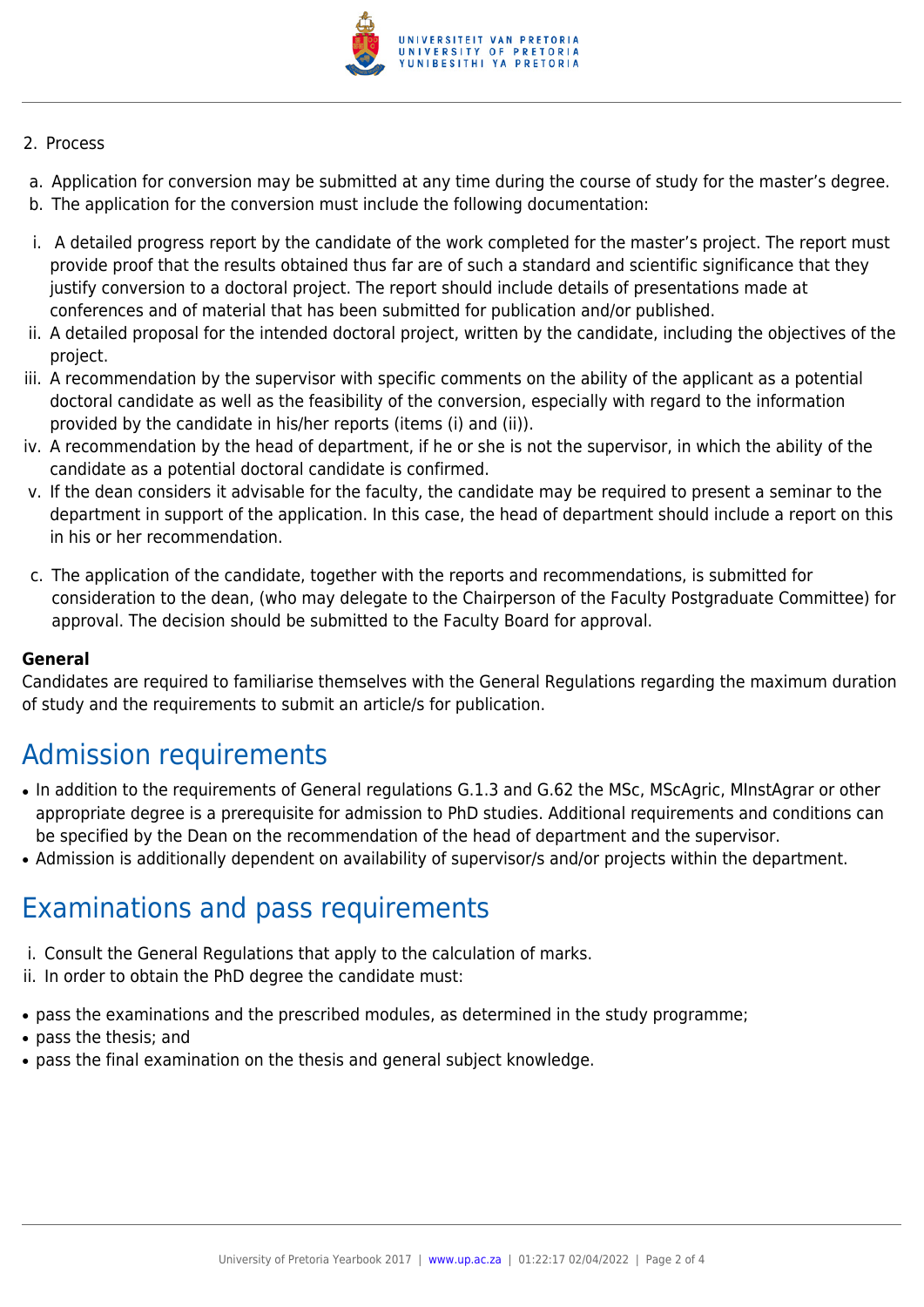2. Process

a. Application for conversion may be submitted at any time during the course of study for the master's degree.
b. The application for the conversion must include the following documentation:

i. A detailed progress report by the candidate of the work completed for the master's project. The report must provide proof that the results obtained thus far are of such a standard and scientific significance that they justify conversion to a doctoral project. The report should include details of presentations made at conferences and of material that has been submitted for publication and/or published.
ii. A detailed proposal for the intended doctoral project, written by the candidate, including the objectives of the project.
iii. A recommendation by the supervisor with specific comments on the ability of the applicant as a potential doctoral candidate as well as the feasibility of the conversion, especially with regard to the information provided by the candidate in his/her reports (items (i) and (ii)).
iv. A recommendation by the head of department, if he or she is not the supervisor, in which the ability of the candidate as a potential doctoral candidate is confirmed.
v. If the dean considers it advisable for the faculty, the candidate may be required to present a seminar to the department in support of the application. In this case, the head of department should include a report on this in his or her recommendation.

c. The application of the candidate, together with the reports and recommendations, is submitted for consideration to the dean, (who may delegate to the Chairperson of the Faculty Postgraduate Committee) for approval. The decision should be submitted to the Faculty Board for approval.

**General**
Candidates are required to familiarise themselves with the General Regulations regarding the maximum duration of study and the requirements to submit an article/s for publication.

# Admission requirements

- In addition to the requirements of General regulations G.1.3 and G.62 the MSc, MScAgric, MInstAgrar or other appropriate degree is a prerequisite for admission to PhD studies. Additional requirements and conditions can be specified by the Dean on the recommendation of the head of department and the supervisor.
- Admission is additionally dependent on availability of supervisor/s and/or projects within the department.

# Examinations and pass requirements

i. Consult the General Regulations that apply to the calculation of marks.
ii. In order to obtain the PhD degree the candidate must:

- pass the examinations and the prescribed modules, as determined in the study programme;
- pass the thesis; and
- pass the final examination on the thesis and general subject knowledge.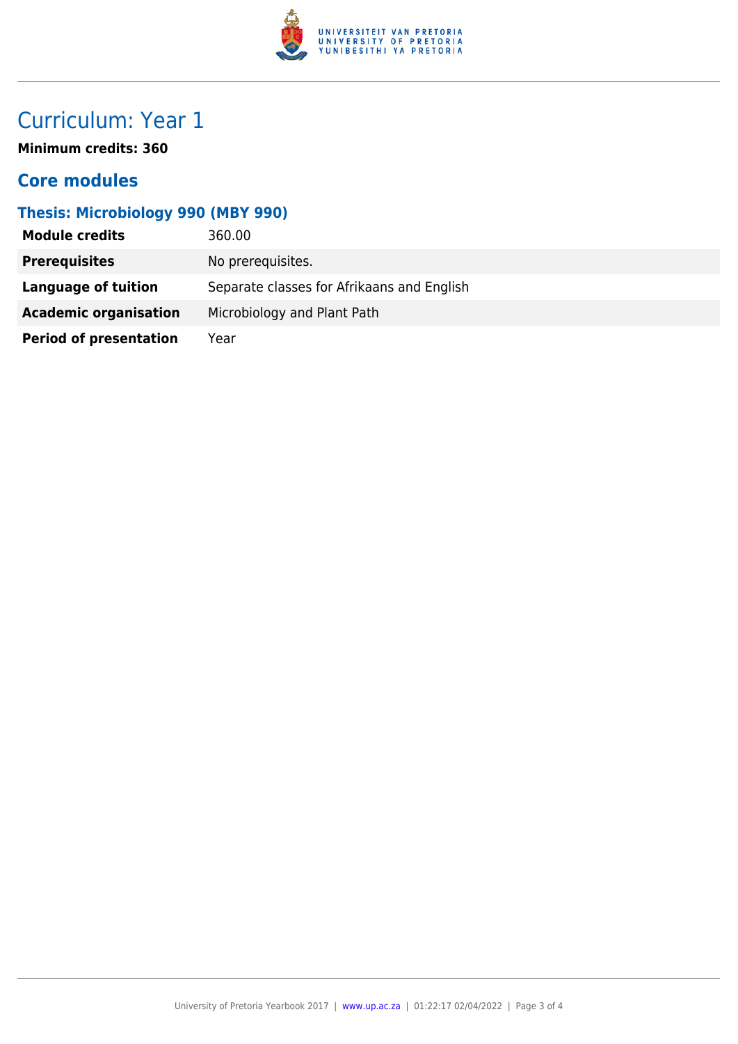# Curriculum: Year 1

**Minimum credits: 360**

## Core modules

### Thesis: Microbiology 990 (MBY 990)

| | |
|---|---|
| **Module credits** | 360.00 |
| **Prerequisites** | No prerequisites. |
| **Language of tuition** | Separate classes for Afrikaans and English |
| **Academic organisation** | Microbiology and Plant Path |
| **Period of presentation** | Year |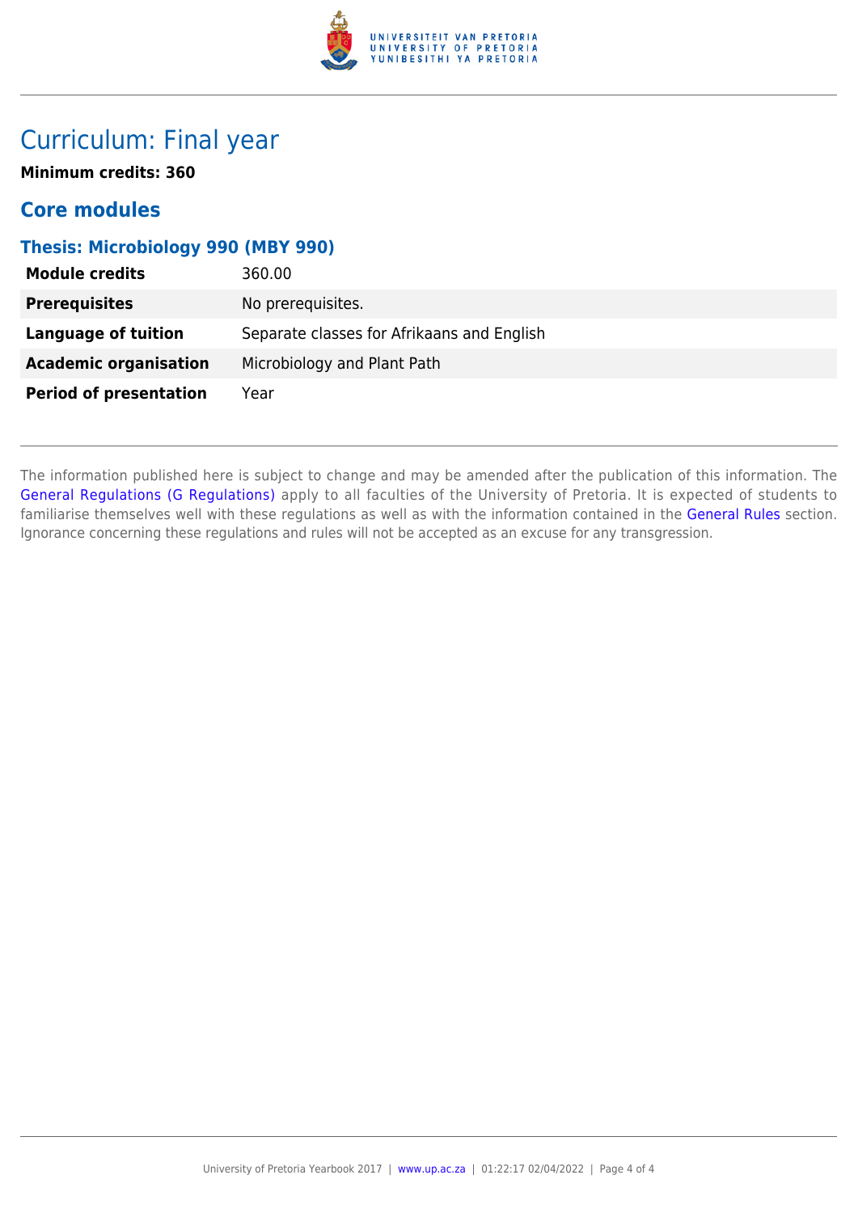# Curriculum: Final year

**Minimum credits: 360**

## Core modules

### Thesis: Microbiology 990 (MBY 990)

| | |
|---|---|
| **Module credits** | 360.00 |
| **Prerequisites** | No prerequisites. |
| **Language of tuition** | Separate classes for Afrikaans and English |
| **Academic organisation** | Microbiology and Plant Path |
| **Period of presentation** | Year |

The information published here is subject to change and may be amended after the publication of this information. The General Regulations (G Regulations) apply to all faculties of the University of Pretoria. It is expected of students to familiarise themselves well with these regulations as well as with the information contained in the General Rules section. Ignorance concerning these regulations and rules will not be accepted as an excuse for any transgression.